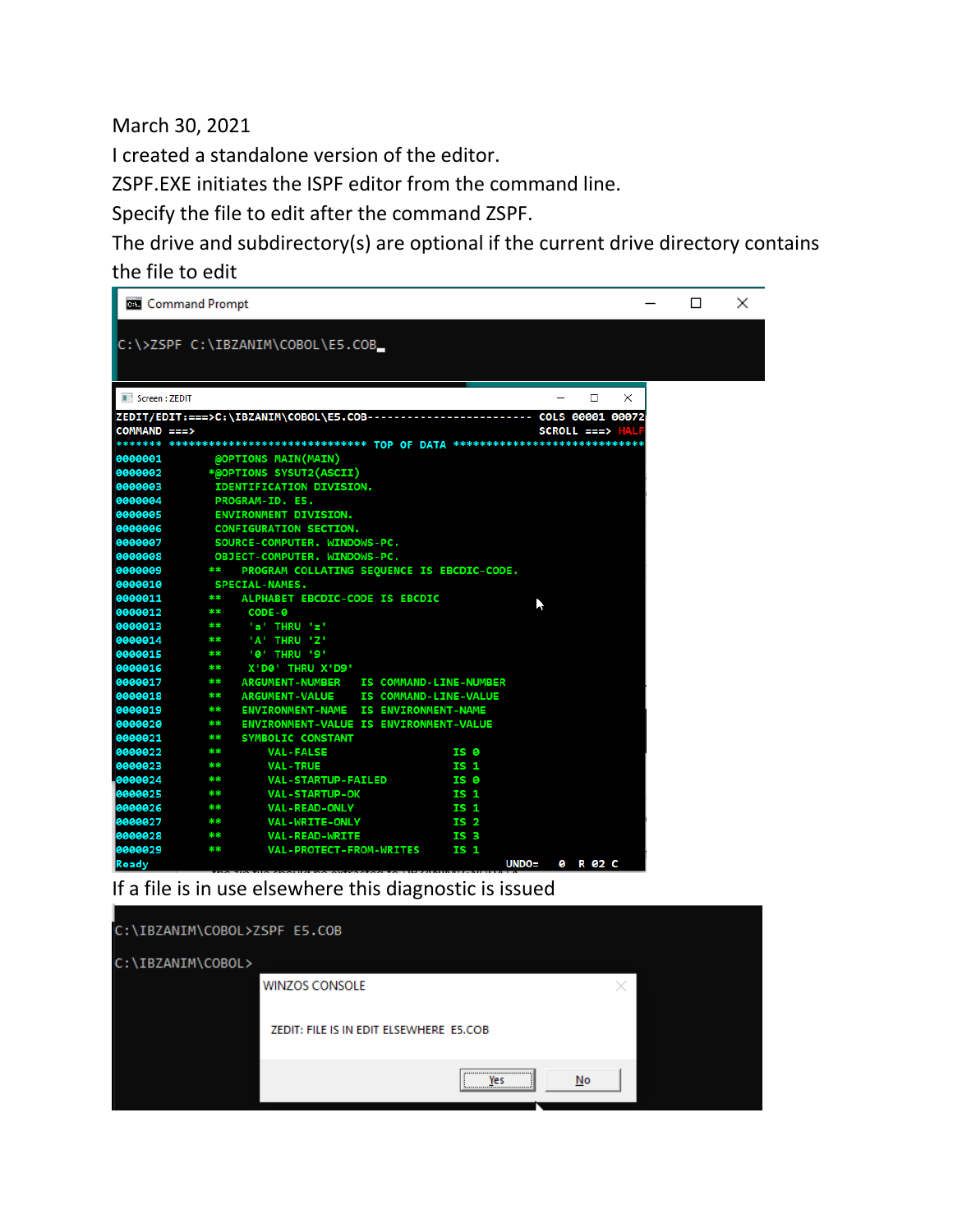March 30, 2021

I created a standalone version of the editor.

ZSPF.EXE initiates the ISPF editor from the command line.

Specify the file to edit after the command ZSPF.

The drive and subdirectory(s) are optional if the current drive directory contains the file to edit

```
Command Prompt

C:\>ZSPF C:\IBZANIM\COBOL\E5.COB_
```

```
Screen : ZEDIT
ZEDIT/EDIT:===>C:\IBZANIM\COBOL\E5.COB------------------------ COLS 00001 00072
COMMAND ===>                                                   SCROLL ===> HALF
******* ***************************** TOP OF DATA ****************************
0000001        @OPTIONS MAIN(MAIN)
0000002       *@OPTIONS SYSUT2(ASCII)
0000003        IDENTIFICATION DIVISION.
0000004        PROGRAM-ID. E5.
0000005        ENVIRONMENT DIVISION.
0000006        CONFIGURATION SECTION.
0000007        SOURCE-COMPUTER. WINDOWS-PC.
0000008        OBJECT-COMPUTER. WINDOWS-PC.
0000009       **   PROGRAM COLLATING SEQUENCE IS EBCDIC-CODE.
0000010        SPECIAL-NAMES.
0000011       **   ALPHABET EBCDIC-CODE IS EBCDIC
0000012       **    CODE-0
0000013       **    'a' THRU 'z'
0000014       **    'A' THRU 'Z'
0000015       **    '0' THRU '9'
0000016       **    X'D0' THRU X'D9'
0000017       **   ARGUMENT-NUMBER   IS COMMAND-LINE-NUMBER
0000018       **   ARGUMENT-VALUE    IS COMMAND-LINE-VALUE
0000019       **   ENVIRONMENT-NAME  IS ENVIRONMENT-NAME
0000020       **   ENVIRONMENT-VALUE IS ENVIRONMENT-VALUE
0000021       **   SYMBOLIC CONSTANT
0000022       **       VAL-FALSE                    IS 0
0000023       **       VAL-TRUE                     IS 1
0000024       **       VAL-STARTUP-FAILED           IS 0
0000025       **       VAL-STARTUP-OK               IS 1
0000026       **       VAL-READ-ONLY                IS 1
0000027       **       VAL-WRITE-ONLY               IS 2
0000028       **       VAL-READ-WRITE               IS 3
0000029       **       VAL-PROTECT-FROM-WRITES      IS 1
Ready                                                       UNDO=   0  R 02 C
```

If a file is in use elsewhere this diagnostic is issued

```
C:\IBZANIM\COBOL>ZSPF E5.COB

C:\IBZANIM\COBOL>
```

```
WINZOS CONSOLE

ZEDIT: FILE IS IN EDIT ELSEWHERE E5.COB

[Yes] [No]
```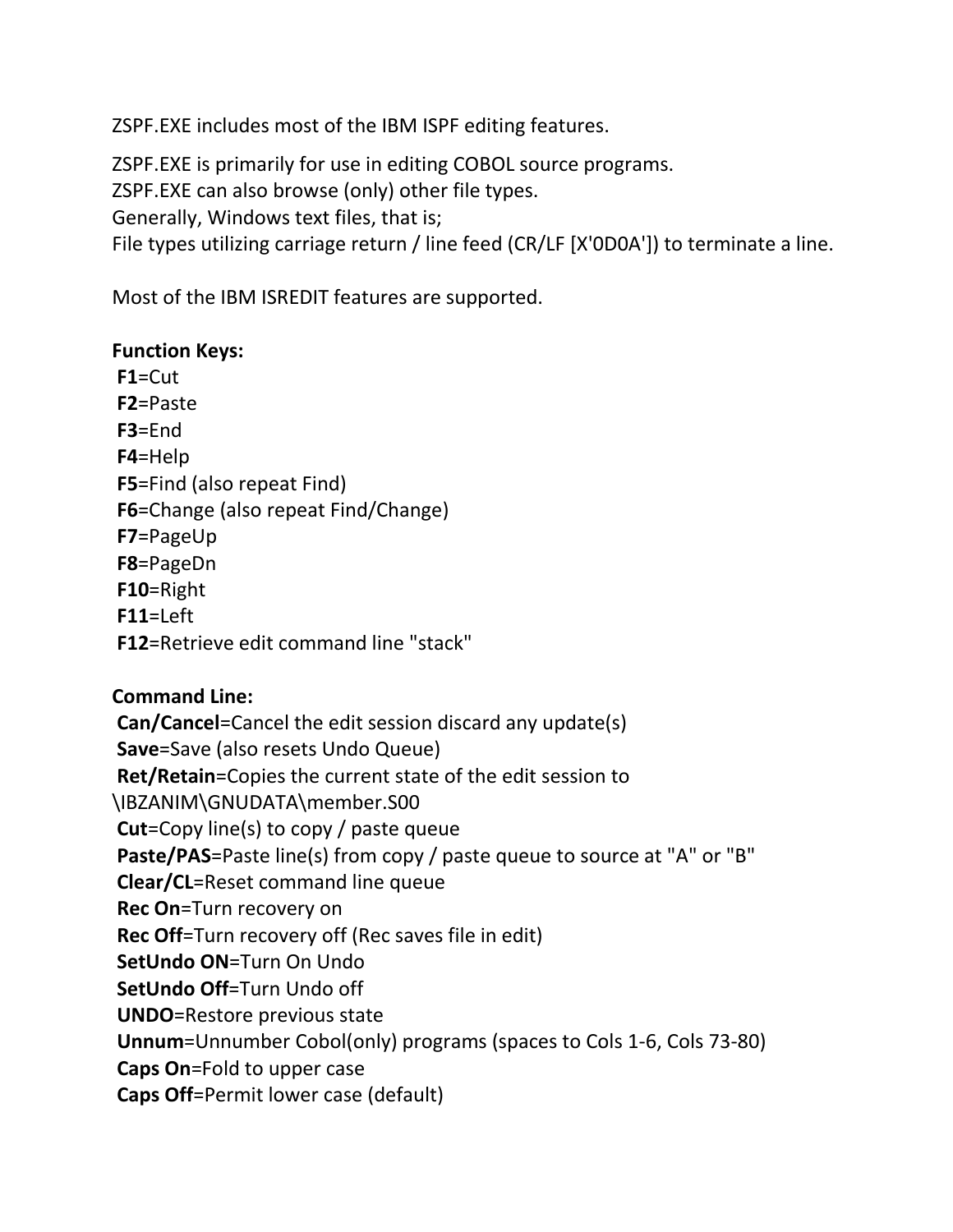ZSPF.EXE includes most of the IBM ISPF editing features.

ZSPF.EXE is primarily for use in editing COBOL source programs.
ZSPF.EXE can also browse (only) other file types.
Generally, Windows text files, that is;
File types utilizing carriage return / line feed (CR/LF [X'0D0A']) to terminate a line.

Most of the IBM ISREDIT features are supported.

**Function Keys:**

**F1**=Cut
**F2**=Paste
**F3**=End
**F4**=Help
**F5**=Find (also repeat Find)
**F6**=Change (also repeat Find/Change)
**F7**=PageUp
**F8**=PageDn
**F10**=Right
**F11**=Left
**F12**=Retrieve edit command line "stack"

**Command Line:**

**Can/Cancel**=Cancel the edit session discard any update(s)
**Save**=Save (also resets Undo Queue)
**Ret/Retain**=Copies the current state of the edit session to \IBZANIM\GNUDATA\member.S00
**Cut**=Copy line(s) to copy / paste queue
**Paste/PAS**=Paste line(s) from copy / paste queue to source at "A" or "B"
**Clear/CL**=Reset command line queue
**Rec On**=Turn recovery on
**Rec Off**=Turn recovery off (Rec saves file in edit)
**SetUndo ON**=Turn On Undo
**SetUndo Off**=Turn Undo off
**UNDO**=Restore previous state
**Unnum**=Unnumber Cobol(only) programs (spaces to Cols 1-6, Cols 73-80)
**Caps On**=Fold to upper case
**Caps Off**=Permit lower case (default)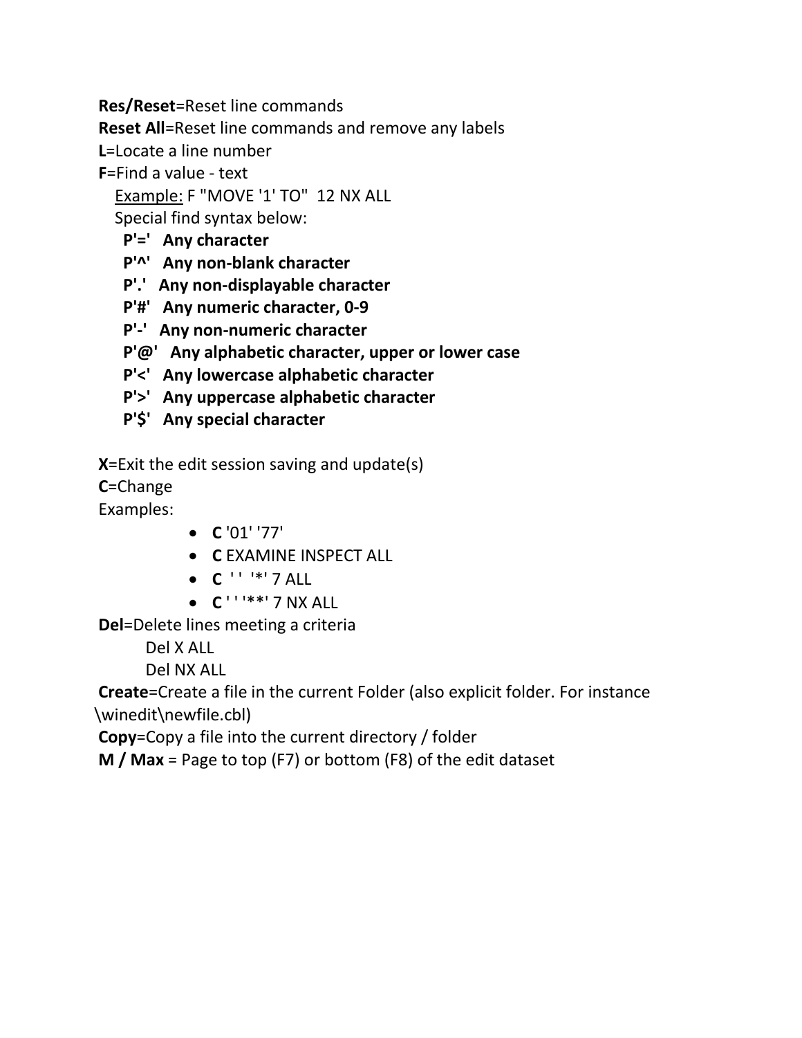**Res/Reset**=Reset line commands

**Reset All**=Reset line commands and remove any labels

**L**=Locate a line number

**F**=Find a value - text

Example: F "MOVE '1' TO"  12 NX ALL

Special find syntax below:

**P'='   Any character**

**P'^'   Any non-blank character**

**P'.'   Any non-displayable character**

**P'#'   Any numeric character, 0-9**

**P'-'   Any non-numeric character**

**P'@'   Any alphabetic character, upper or lower case**

**P'<'   Any lowercase alphabetic character**

**P'>'   Any uppercase alphabetic character**

**P'$'   Any special character**

**X**=Exit the edit session saving and update(s)

**C**=Change

Examples:

- **C** '01' '77'
- **C** EXAMINE INSPECT ALL
- **C** ' '  '*' 7 ALL
- **C** ' ' '**' 7 NX ALL

**Del**=Delete lines meeting a criteria

Del X ALL

Del NX ALL

**Create**=Create a file in the current Folder (also explicit folder. For instance \winedit\newfile.cbl)

**Copy**=Copy a file into the current directory / folder

**M / Max** = Page to top (F7) or bottom (F8) of the edit dataset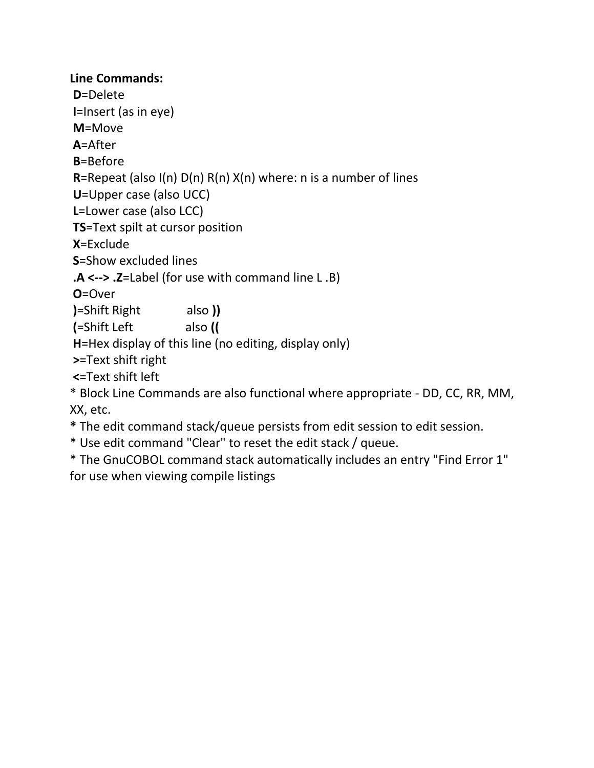**Line Commands:**

**D**=Delete
**I**=Insert (as in eye)
**M**=Move
**A**=After
**B**=Before
**R**=Repeat (also I(n) D(n) R(n) X(n) where: n is a number of lines
**U**=Upper case (also UCC)
**L**=Lower case (also LCC)
**TS**=Text spilt at cursor position
**X**=Exclude
**S**=Show excluded lines
**.A <--> .Z**=Label (for use with command line L .B)
**O**=Over
**)**=Shift Right also **))**
**(**=Shift Left also **((**
**H**=Hex display of this line (no editing, display only)
**>**=Text shift right
**<**=Text shift left

\* Block Line Commands are also functional where appropriate - DD, CC, RR, MM, XX, etc.
**\*** The edit command stack/queue persists from edit session to edit session.
\* Use edit command "Clear" to reset the edit stack / queue.
\* The GnuCOBOL command stack automatically includes an entry "Find Error 1" for use when viewing compile listings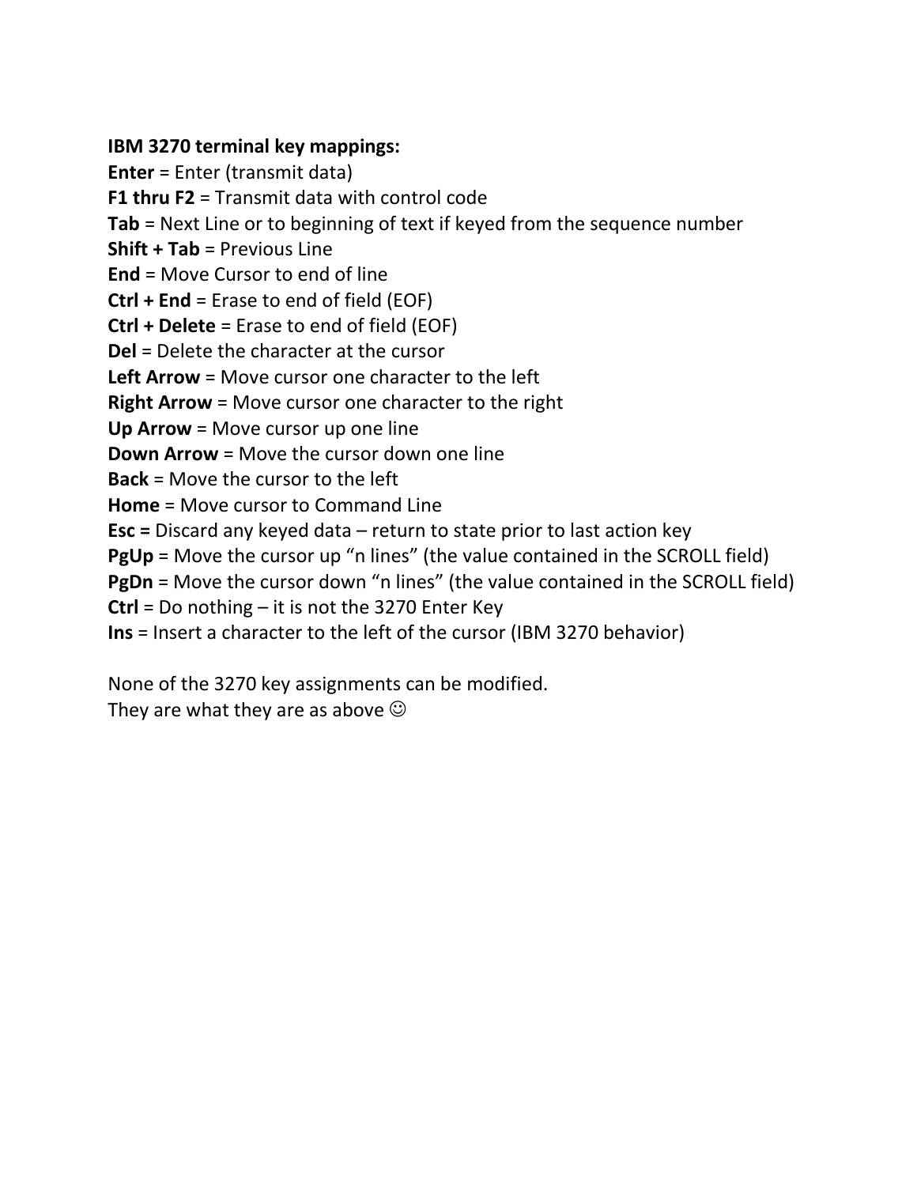**IBM 3270 terminal key mappings:**
**Enter** = Enter (transmit data)
**F1 thru F2** = Transmit data with control code
**Tab** = Next Line or to beginning of text if keyed from the sequence number
**Shift + Tab** = Previous Line
**End** = Move Cursor to end of line
**Ctrl + End** = Erase to end of field (EOF)
**Ctrl + Delete** = Erase to end of field (EOF)
**Del** = Delete the character at the cursor
**Left Arrow** = Move cursor one character to the left
**Right Arrow** = Move cursor one character to the right
**Up Arrow** = Move cursor up one line
**Down Arrow** = Move the cursor down one line
**Back** = Move the cursor to the left
**Home** = Move cursor to Command Line
**Esc =** Discard any keyed data – return to state prior to last action key
**PgUp** = Move the cursor up "n lines" (the value contained in the SCROLL field)
**PgDn** = Move the cursor down "n lines" (the value contained in the SCROLL field)
**Ctrl** = Do nothing – it is not the 3270 Enter Key
**Ins** = Insert a character to the left of the cursor (IBM 3270 behavior)

None of the 3270 key assignments can be modified.
They are what they are as above ☺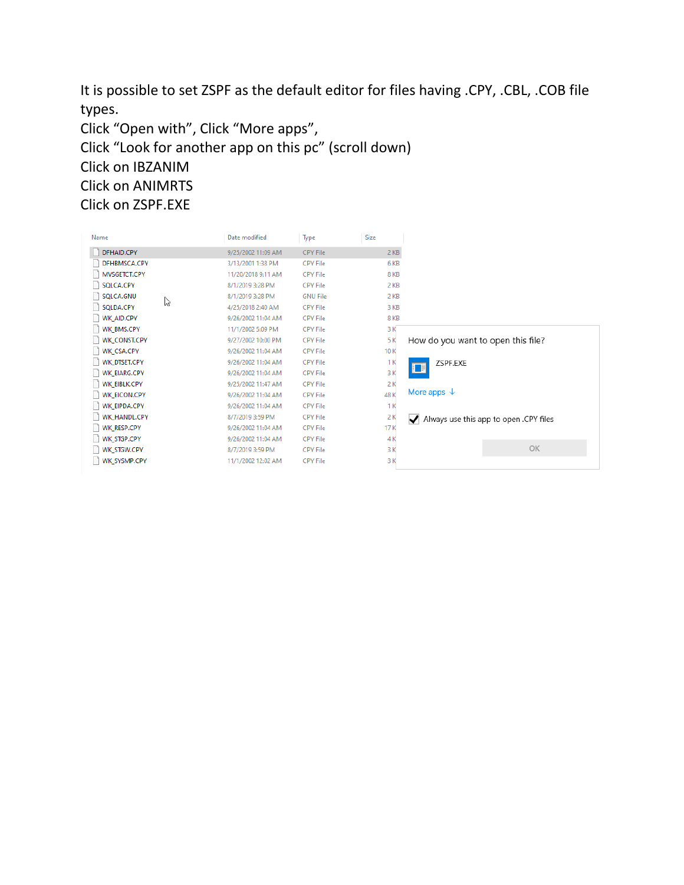It is possible to set ZSPF as the default editor for files having .CPY, .CBL, .COB file types.
Click “Open with”, Click “More apps”,
Click “Look for another app on this pc” (scroll down)
Click on IBZANIM
Click on ANIMRTS
Click on ZSPF.EXE

| Name | Date modified | Type | Size |
|---|---|---|---|
| DFHAID.CPY | 9/25/2002 11:09 AM | CPY File | 2 KB |
| DFHBMSCA.CPY | 3/13/2001 1:38 PM | CPY File | 6 KB |
| MVSGETCT.CPY | 11/20/2018 9:11 AM | CPY File | 8 KB |
| SQLCA.CPY | 8/1/2019 3:28 PM | CPY File | 2 KB |
| SQLCA.GNU | 8/1/2019 3:28 PM | GNU File | 2 KB |
| SQLDA.CPY | 4/25/2018 2:40 AM | CPY File | 3 KB |
| WK_AID.CPY | 9/26/2002 11:04 AM | CPY File | 8 KB |
| WK_BMS.CPY | 11/1/2002 5:09 PM | CPY File | 3 K |
| WK_CONST.CPY | 9/27/2002 10:00 PM | CPY File | 5 K |
| WK_CSA.CPY | 9/26/2002 11:04 AM | CPY File | 10 K |
| WK_DTSET.CPY | 9/26/2002 11:04 AM | CPY File | 1 K |
| WK_EIARG.CPY | 9/26/2002 11:04 AM | CPY File | 3 K |
| WK_EIBLK.CPY | 9/25/2002 11:47 AM | CPY File | 2 K |
| WK_EICON.CPY | 9/26/2002 11:04 AM | CPY File | 48 K |
| WK_EIPDA.CPY | 9/26/2002 11:04 AM | CPY File | 1 K |
| WK_HANDL.CPY | 8/7/2019 3:59 PM | CPY File | 2 K |
| WK_RESP.CPY | 9/26/2002 11:04 AM | CPY File | 17 K |
| WK_STGP.CPY | 9/26/2002 11:04 AM | CPY File | 4 K |
| WK_STGW.CPY | 8/7/2019 3:59 PM | CPY File | 3 K |
| WK_SYSMP.CPY | 11/1/2002 12:02 AM | CPY File | 3 K |

How do you want to open this file?

ZSPF.EXE

More apps ↓

☑ Always use this app to open .CPY files

OK